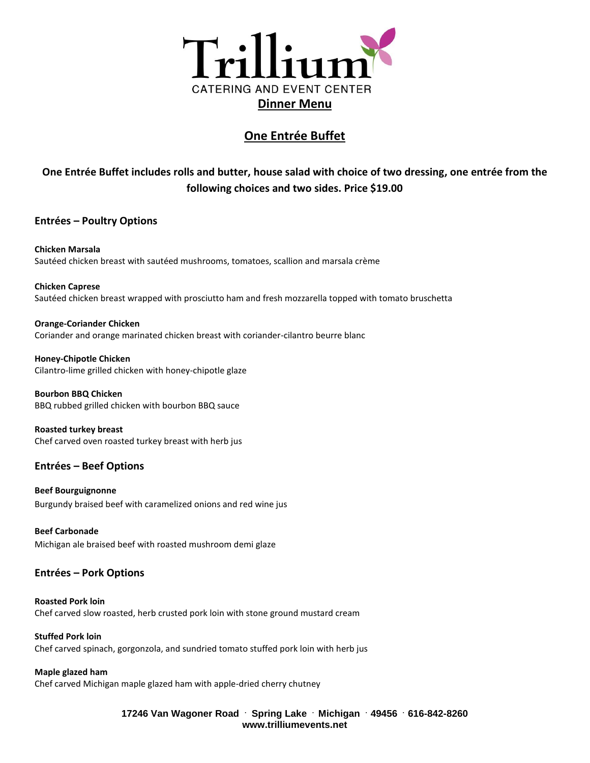# Trillium

CATERING AND EVENT CENTER

## Dinner Menu

## One Entrée Buffet

**One Entrée Buffet includes rolls and butter, house salad with choice of two dressing, one entrée from the following choices and two sides. Price $19.00**

### Entrées – Poultry Options

**Chicken Marsala**
Sautéed chicken breast with sautéed mushrooms, tomatoes, scallion and marsala crème

**Chicken Caprese**
Sautéed chicken breast wrapped with prosciutto ham and fresh mozzarella topped with tomato bruschetta

**Orange-Coriander Chicken**
Coriander and orange marinated chicken breast with coriander-cilantro beurre blanc

**Honey-Chipotle Chicken**
Cilantro-lime grilled chicken with honey-chipotle glaze

**Bourbon BBQ Chicken**
BBQ rubbed grilled chicken with bourbon BBQ sauce

**Roasted turkey breast**
Chef carved oven roasted turkey breast with herb jus

### Entrées – Beef Options

**Beef Bourguignonne**
Burgundy braised beef with caramelized onions and red wine jus

**Beef Carbonade**
Michigan ale braised beef with roasted mushroom demi glaze

### Entrées – Pork Options

**Roasted Pork loin**
Chef carved slow roasted, herb crusted pork loin with stone ground mustard cream

**Stuffed Pork loin**
Chef carved spinach, gorgonzola, and sundried tomato stuffed pork loin with herb jus

**Maple glazed ham**
Chef carved Michigan maple glazed ham with apple-dried cherry chutney

**17246 Van Wagoner Road · Spring Lake · Michigan · 49456 · 616-842-8260**
**www.trilliumevents.net**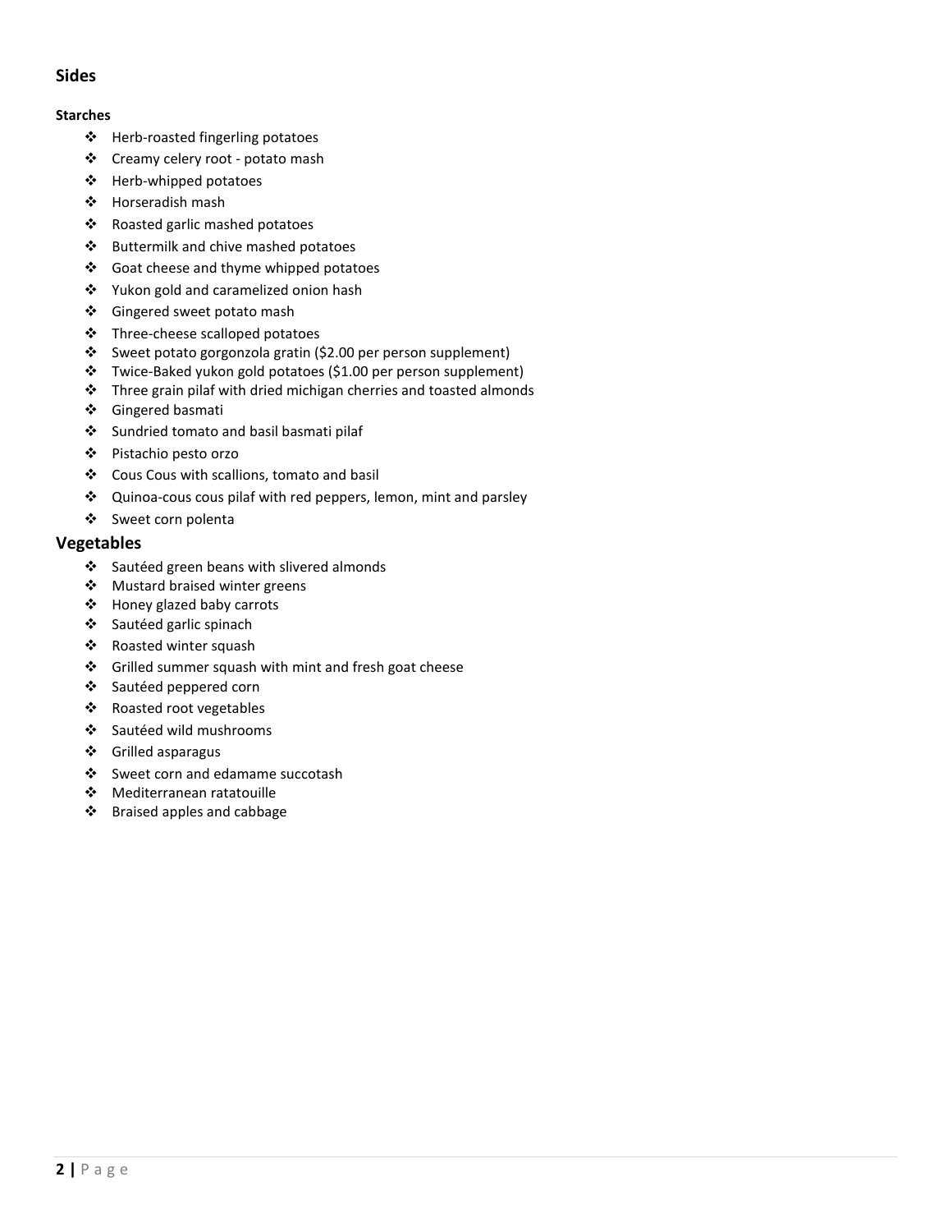## Sides

#### Starches

- Herb-roasted fingerling potatoes
- Creamy celery root - potato mash
- Herb-whipped potatoes
- Horseradish mash
- Roasted garlic mashed potatoes
- Buttermilk and chive mashed potatoes
- Goat cheese and thyme whipped potatoes
- Yukon gold and caramelized onion hash
- Gingered sweet potato mash
- Three-cheese scalloped potatoes
- Sweet potato gorgonzola gratin ($2.00 per person supplement)
- Twice-Baked yukon gold potatoes ($1.00 per person supplement)
- Three grain pilaf with dried michigan cherries and toasted almonds
- Gingered basmati
- Sundried tomato and basil basmati pilaf
- Pistachio pesto orzo
- Cous Cous with scallions, tomato and basil
- Quinoa-cous cous pilaf with red peppers, lemon, mint and parsley
- Sweet corn polenta

### Vegetables

- Sautéed green beans with slivered almonds
- Mustard braised winter greens
- Honey glazed baby carrots
- Sautéed garlic spinach
- Roasted winter squash
- Grilled summer squash with mint and fresh goat cheese
- Sautéed peppered corn
- Roasted root vegetables
- Sautéed wild mushrooms
- Grilled asparagus
- Sweet corn and edamame succotash
- Mediterranean ratatouille
- Braised apples and cabbage